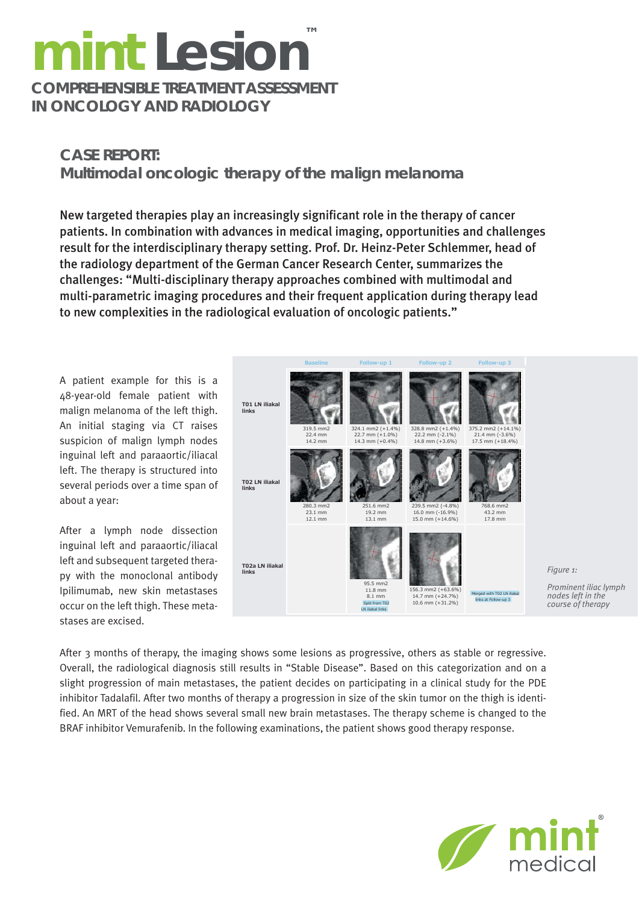# mint Lesion™

**COMPREHENSIBLE TREATMENT ASSESSMENT IN ONCOLOGY AND RADIOLOGY**

## CASE REPORT:
## Multimodal oncologic therapy of the malign melanoma

**New targeted therapies play an increasingly significant role in the therapy of cancer patients. In combination with advances in medical imaging, opportunities and challenges result for the interdisciplinary therapy setting. Prof. Dr. Heinz-Peter Schlemmer, head of the radiology department of the German Cancer Research Center, summarizes the challenges: "Multi-disciplinary therapy approaches combined with multimodal and multi-parametric imaging procedures and their frequent application during therapy lead to new complexities in the radiological evaluation of oncologic patients."**

A patient example for this is a 48-year-old female patient with malign melanoma of the left thigh. An initial staging via CT raises suspicion of malign lymph nodes inguinal left and paraaortic/iliacal left. The therapy is structured into several periods over a time span of about a year:

After a lymph node dissection inguinal left and paraaortic/iliacal left and subsequent targeted therapy with the monoclonal antibody Ipilimumab, new skin metastases occur on the left thigh. These metastases are excised.

| | Baseline | Follow-up 1 | Follow-up 2 | Follow-up 3 |
|---|---|---|---|---|
| T01 LN iliakal links | 319.5 mm2<br>22.4 mm<br>14.2 mm | 324.1 mm2 (+1.4%)<br>22.7 mm (+1.0%)<br>14.3 mm (+0.4%) | 328.8 mm2 (+1.4%)<br>22.2 mm (-2.1%)<br>14.8 mm (+3.6%) | 375.2 mm2 (+14.1%)<br>21.4 mm (-3.6%)<br>17.5 mm (+18.4%) |
| T02 LN iliakal links | 280.3 mm2<br>23.1 mm<br>12.1 mm | 251.6 mm2<br>19.2 mm<br>13.1 mm | 239.5 mm2 (-4.8%)<br>16.0 mm (-16.9%)<br>15.0 mm (+14.6%) | 768.6 mm2<br>43.2 mm<br>17.8 mm |
| T02a LN iliakal links | | 95.5 mm2<br>11.8 mm<br>8.1 mm<br>Split from T02 LN iliakal links | 156.3 mm2 (+63.6%)<br>14.7 mm (+24.7%)<br>10.6 mm (+31.2%) | Merged with T02 LN iliakal links at Follow-up 3 |

*Figure 1:*

*Prominent iliac lymph nodes left in the course of therapy*

After 3 months of therapy, the imaging shows some lesions as progressive, others as stable or regressive. Overall, the radiological diagnosis still results in "Stable Disease". Based on this categorization and on a slight progression of main metastases, the patient decides on participating in a clinical study for the PDE inhibitor Tadalafil. After two months of therapy a progression in size of the skin tumor on the thigh is identified. An MRT of the head shows several small new brain metastases. The therapy scheme is changed to the BRAF inhibitor Vemurafenib. In the following examinations, the patient shows good therapy response.

mint medical®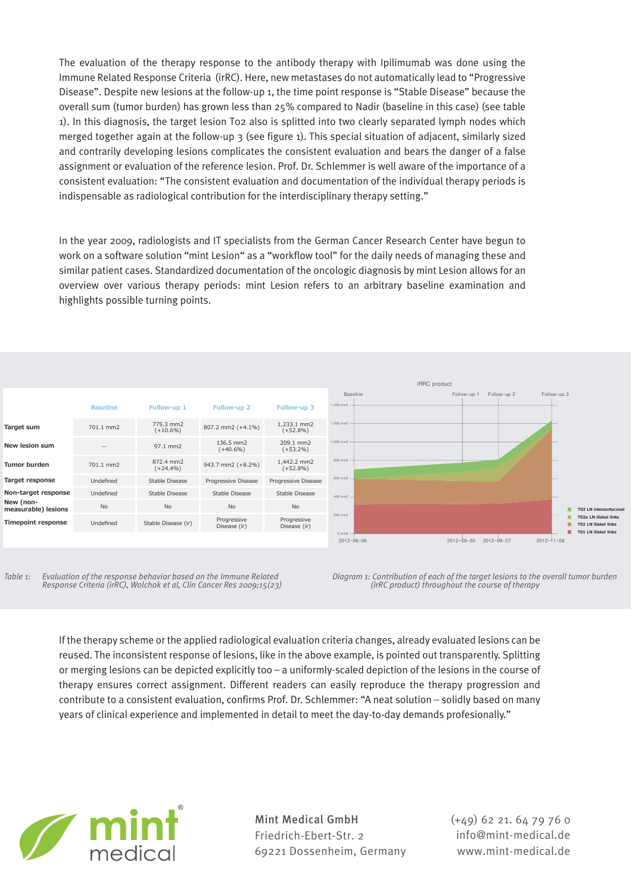The evaluation of the therapy response to the antibody therapy with Ipilimumab was done using the Immune Related Response Criteria (irRC). Here, new metastases do not automatically lead to "Progressive Disease". Despite new lesions at the follow-up 1, the time point response is "Stable Disease" because the overall sum (tumor burden) has grown less than 25% compared to Nadir (baseline in this case) (see table 1). In this diagnosis, the target lesion T02 also is splitted into two clearly separated lymph nodes which merged together again at the follow-up 3 (see figure 1). This special situation of adjacent, similarly sized and contrarily developing lesions complicates the consistent evaluation and bears the danger of a false assignment or evaluation of the reference lesion. Prof. Dr. Schlemmer is well aware of the importance of a consistent evaluation: "The consistent evaluation and documentation of the individual therapy periods is indispensable as radiological contribution for the interdisciplinary therapy setting."

In the year 2009, radiologists and IT specialists from the German Cancer Research Center have begun to work on a software solution "mint Lesion" as a "workflow tool" for the daily needs of managing these and similar patient cases. Standardized documentation of the oncologic diagnosis by mint Lesion allows for an overview over various therapy periods: mint Lesion refers to an arbitrary baseline examination and highlights possible turning points.

| | Baseline | Follow-up 1 | Follow-up 2 | Follow-up 3 |
|---|---|---|---|---|
| **Target sum** | 701.1 mm2 | 775.3 mm2 (+10.6%) | 807.2 mm2 (+4.1%) | 1,233.1 mm2 (+52.8%) |
| **New lesion sum** | -- | 97.1 mm2 | 136.5 mm2 (+40.6%) | 209.1 mm2 (+53.2%) |
| **Tumor burden** | 701.1 mm2 | 872.4 mm2 (+24.4%) | 943.7 mm2 (+8.2%) | 1,442.2 mm2 (+52.8%) |
| **Target response** | Undefined | Stable Disease | Progressive Disease | Progressive Disease |
| **Non-target response** | Undefined | Stable Disease | Stable Disease | Stable Disease |
| **New (non-measurable) lesions** | No | No | No | No |
| **Timepoint response** | Undefined | Stable Disease (ir) | Progressive Disease (ir) | Progressive Disease (ir) |

*Table 1: Evaluation of the response behavior based on the Immune Related Response Criteria (irRC), Wolchok et al, Clin Cancer Res 2009;15(23)*

IRRC product

Baseline
Follow-up 1
Follow-up 2
Follow-up 3

1,400 mm2
1,200 mm2
1,000 mm2
800 mm2
600 mm2
400 mm2
200 mm2
0 mm2

2012-06-06
2012-08-30
2012-09-27
2012-11-08

T03 LN interaortocaval
T02a LN iliakal links
T02 LN iliakal links
T01 LN iliakal links

*Diagram 1: Contribution of each of the target lesions to the overall tumor burden (irRC product) throughout the course of therapy*

If the therapy scheme or the applied radiological evaluation criteria changes, already evaluated lesions can be reused. The inconsistent response of lesions, like in the above example, is pointed out transparently. Splitting or merging lesions can be depicted explicitly too – a uniformly-scaled depiction of the lesions in the course of therapy ensures correct assignment. Different readers can easily reproduce the therapy progression and contribute to a consistent evaluation, confirms Prof. Dr. Schlemmer: "A neat solution – solidly based on many years of clinical experience and implemented in detail to meet the day-to-day demands profesionally."

mint® medical

Mint Medical GmbH
Friedrich-Ebert-Str. 2
69221 Dossenheim, Germany

(+49) 62 21. 64 79 76 0
info@mint-medical.de
www.mint-medical.de